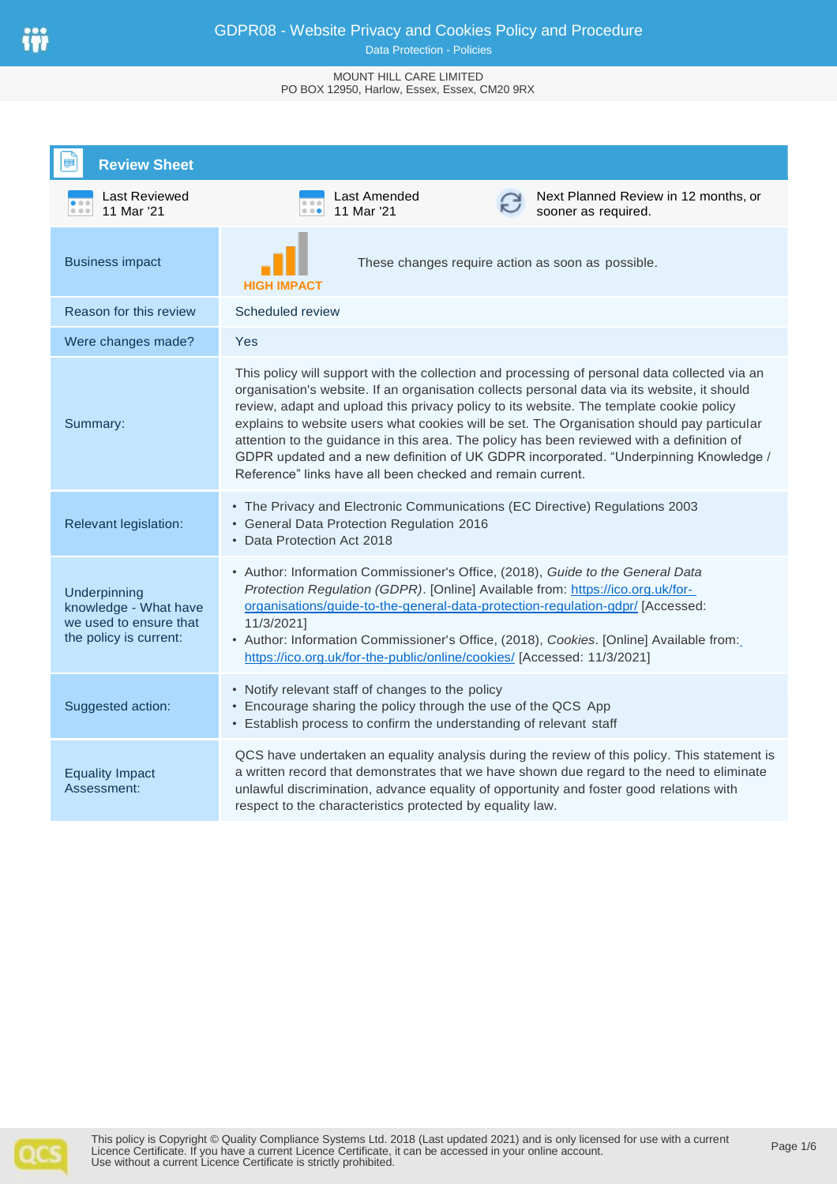# GDPR08 - Website Privacy and Cookies Policy and Procedure

Data Protection - Policies

MOUNT HILL CARE LIMITED
PO BOX 12950, Harlow, Essex, Essex, CM20 9RX

## Review Sheet

| Last Reviewed | Last Amended | Next Planned Review |
|---|---|---|
| 11 Mar '21 | 11 Mar '21 | Next Planned Review in 12 months, or sooner as required. |

| | |
|---|---|
| Business impact | HIGH IMPACT — These changes require action as soon as possible. |
| Reason for this review | Scheduled review |
| Were changes made? | Yes |
| Summary: | This policy will support with the collection and processing of personal data collected via an organisation's website. If an organisation collects personal data via its website, it should review, adapt and upload this privacy policy to its website. The template cookie policy explains to website users what cookies will be set. The Organisation should pay particular attention to the guidance in this area. The policy has been reviewed with a definition of GDPR updated and a new definition of UK GDPR incorporated. "Underpinning Knowledge / Reference" links have all been checked and remain current. |
| Relevant legislation: | • The Privacy and Electronic Communications (EC Directive) Regulations 2003<br>• General Data Protection Regulation 2016<br>• Data Protection Act 2018 |
| Underpinning knowledge - What have we used to ensure that the policy is current: | • Author: Information Commissioner's Office, (2018), *Guide to the General Data Protection Regulation (GDPR)*. [Online] Available from: https://ico.org.uk/for-organisations/guide-to-the-general-data-protection-regulation-gdpr/ [Accessed: 11/3/2021]<br>• Author: Information Commissioner's Office, (2018), *Cookies*. [Online] Available from: https://ico.org.uk/for-the-public/online/cookies/ [Accessed: 11/3/2021] |
| Suggested action: | • Notify relevant staff of changes to the policy<br>• Encourage sharing the policy through the use of the QCS App<br>• Establish process to confirm the understanding of relevant staff |
| Equality Impact Assessment: | QCS have undertaken an equality analysis during the review of this policy. This statement is a written record that demonstrates that we have shown due regard to the need to eliminate unlawful discrimination, advance equality of opportunity and foster good relations with respect to the characteristics protected by equality law. |

This policy is Copyright © Quality Compliance Systems Ltd. 2018 (Last updated 2021) and is only licensed for use with a current Licence Certificate. If you have a current Licence Certificate, it can be accessed in your online account. Use without a current Licence Certificate is strictly prohibited.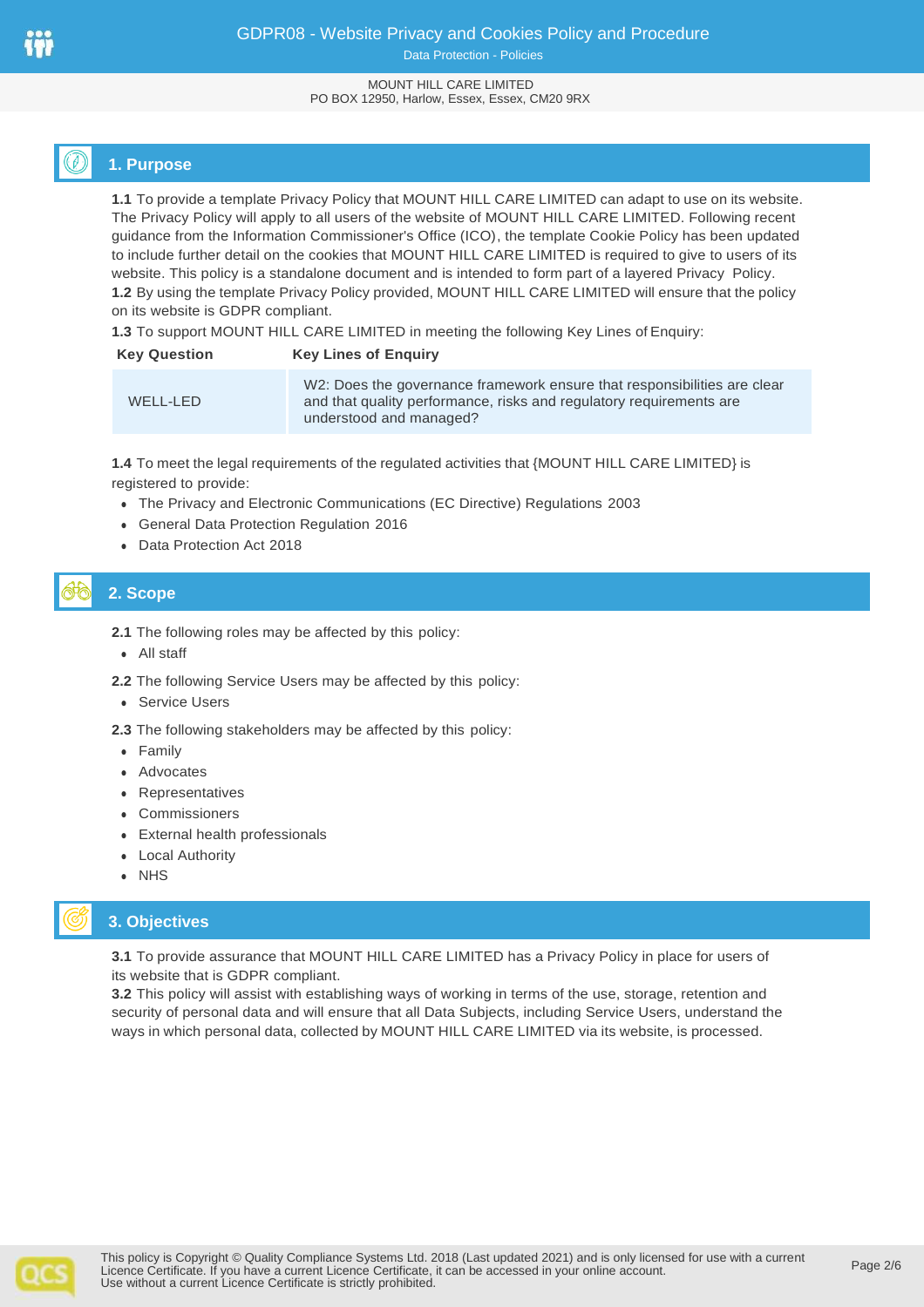## 1. Purpose

**1.1** To provide a template Privacy Policy that MOUNT HILL CARE LIMITED can adapt to use on its website. The Privacy Policy will apply to all users of the website of MOUNT HILL CARE LIMITED. Following recent guidance from the Information Commissioner's Office (ICO), the template Cookie Policy has been updated to include further detail on the cookies that MOUNT HILL CARE LIMITED is required to give to users of its website. This policy is a standalone document and is intended to form part of a layered Privacy Policy.

**1.2** By using the template Privacy Policy provided, MOUNT HILL CARE LIMITED will ensure that the policy on its website is GDPR compliant.

**1.3** To support MOUNT HILL CARE LIMITED in meeting the following Key Lines of Enquiry:

| Key Question | Key Lines of Enquiry |
|---|---|
| WELL-LED | W2: Does the governance framework ensure that responsibilities are clear and that quality performance, risks and regulatory requirements are understood and managed? |

**1.4** To meet the legal requirements of the regulated activities that {MOUNT HILL CARE LIMITED} is registered to provide:

- The Privacy and Electronic Communications (EC Directive) Regulations 2003
- General Data Protection Regulation 2016
- Data Protection Act 2018

## 2. Scope

**2.1** The following roles may be affected by this policy:

- All staff

**2.2** The following Service Users may be affected by this policy:

- Service Users

**2.3** The following stakeholders may be affected by this policy:

- Family
- Advocates
- Representatives
- Commissioners
- External health professionals
- Local Authority
- NHS

## 3. Objectives

**3.1** To provide assurance that MOUNT HILL CARE LIMITED has a Privacy Policy in place for users of its website that is GDPR compliant.

**3.2** This policy will assist with establishing ways of working in terms of the use, storage, retention and security of personal data and will ensure that all Data Subjects, including Service Users, understand the ways in which personal data, collected by MOUNT HILL CARE LIMITED via its website, is processed.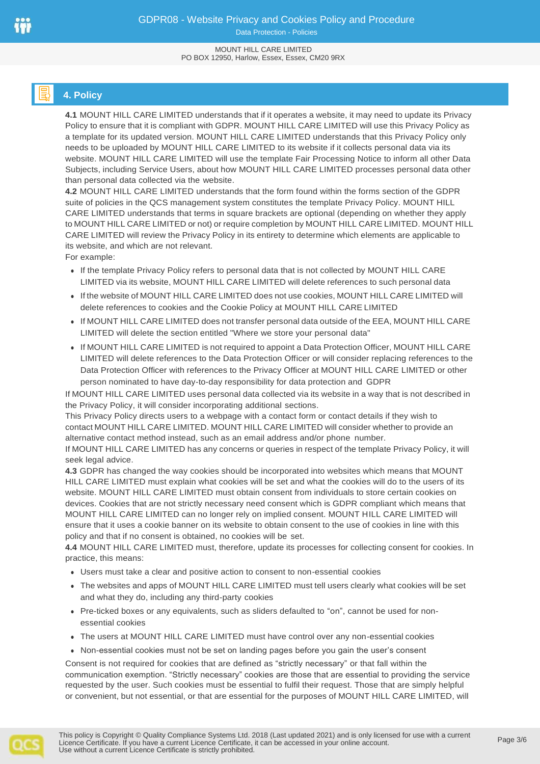## 4. Policy

**4.1** MOUNT HILL CARE LIMITED understands that if it operates a website, it may need to update its Privacy Policy to ensure that it is compliant with GDPR. MOUNT HILL CARE LIMITED will use this Privacy Policy as a template for its updated version. MOUNT HILL CARE LIMITED understands that this Privacy Policy only needs to be uploaded by MOUNT HILL CARE LIMITED to its website if it collects personal data via its website. MOUNT HILL CARE LIMITED will use the template Fair Processing Notice to inform all other Data Subjects, including Service Users, about how MOUNT HILL CARE LIMITED processes personal data other than personal data collected via the website.

**4.2** MOUNT HILL CARE LIMITED understands that the form found within the forms section of the GDPR suite of policies in the QCS management system constitutes the template Privacy Policy. MOUNT HILL CARE LIMITED understands that terms in square brackets are optional (depending on whether they apply to MOUNT HILL CARE LIMITED or not) or require completion by MOUNT HILL CARE LIMITED. MOUNT HILL CARE LIMITED will review the Privacy Policy in its entirety to determine which elements are applicable to its website, and which are not relevant.

For example:

- If the template Privacy Policy refers to personal data that is not collected by MOUNT HILL CARE LIMITED via its website, MOUNT HILL CARE LIMITED will delete references to such personal data
- If the website of MOUNT HILL CARE LIMITED does not use cookies, MOUNT HILL CARE LIMITED will delete references to cookies and the Cookie Policy at MOUNT HILL CARE LIMITED
- If MOUNT HILL CARE LIMITED does not transfer personal data outside of the EEA, MOUNT HILL CARE LIMITED will delete the section entitled "Where we store your personal data"
- If MOUNT HILL CARE LIMITED is not required to appoint a Data Protection Officer, MOUNT HILL CARE LIMITED will delete references to the Data Protection Officer or will consider replacing references to the Data Protection Officer with references to the Privacy Officer at MOUNT HILL CARE LIMITED or other person nominated to have day-to-day responsibility for data protection and GDPR

If MOUNT HILL CARE LIMITED uses personal data collected via its website in a way that is not described in the Privacy Policy, it will consider incorporating additional sections.

This Privacy Policy directs users to a webpage with a contact form or contact details if they wish to contact MOUNT HILL CARE LIMITED. MOUNT HILL CARE LIMITED will consider whether to provide an alternative contact method instead, such as an email address and/or phone number.

If MOUNT HILL CARE LIMITED has any concerns or queries in respect of the template Privacy Policy, it will seek legal advice.

**4.3** GDPR has changed the way cookies should be incorporated into websites which means that MOUNT HILL CARE LIMITED must explain what cookies will be set and what the cookies will do to the users of its website. MOUNT HILL CARE LIMITED must obtain consent from individuals to store certain cookies on devices. Cookies that are not strictly necessary need consent which is GDPR compliant which means that MOUNT HILL CARE LIMITED can no longer rely on implied consent. MOUNT HILL CARE LIMITED will ensure that it uses a cookie banner on its website to obtain consent to the use of cookies in line with this policy and that if no consent is obtained, no cookies will be set.

**4.4** MOUNT HILL CARE LIMITED must, therefore, update its processes for collecting consent for cookies. In practice, this means:

- Users must take a clear and positive action to consent to non-essential cookies
- The websites and apps of MOUNT HILL CARE LIMITED must tell users clearly what cookies will be set and what they do, including any third-party cookies
- Pre-ticked boxes or any equivalents, such as sliders defaulted to "on", cannot be used for non-essential cookies
- The users at MOUNT HILL CARE LIMITED must have control over any non-essential cookies
- Non-essential cookies must not be set on landing pages before you gain the user's consent

Consent is not required for cookies that are defined as "strictly necessary" or that fall within the communication exemption. "Strictly necessary" cookies are those that are essential to providing the service requested by the user. Such cookies must be essential to fulfil their request. Those that are simply helpful or convenient, but not essential, or that are essential for the purposes of MOUNT HILL CARE LIMITED, will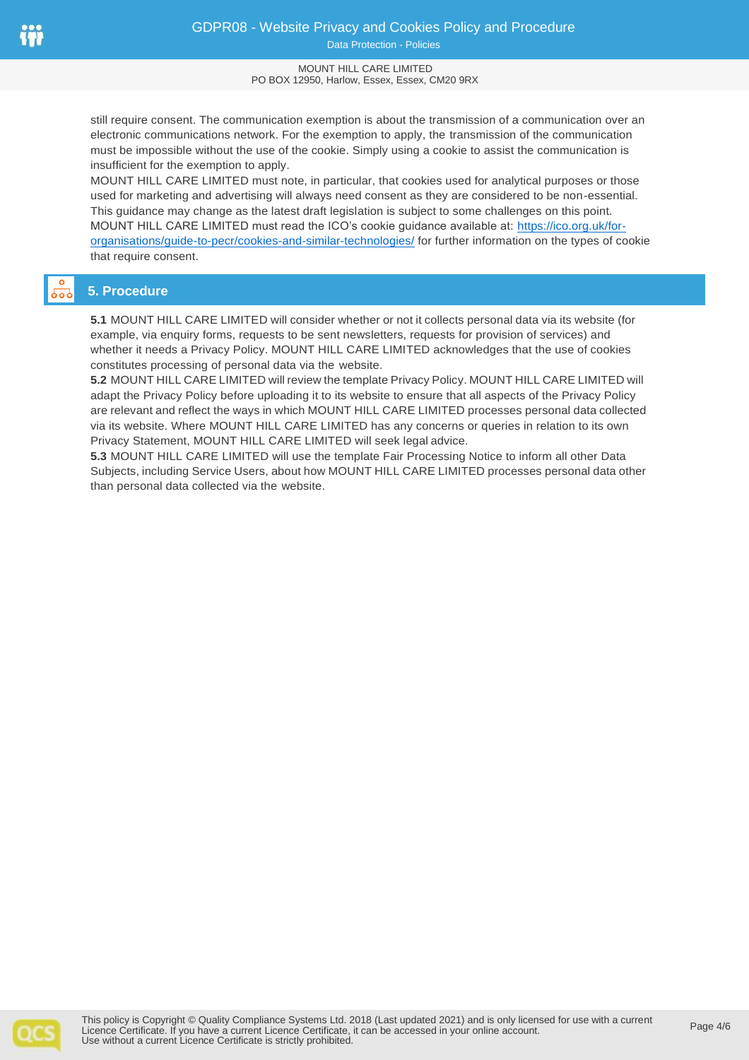still require consent. The communication exemption is about the transmission of a communication over an electronic communications network. For the exemption to apply, the transmission of the communication must be impossible without the use of the cookie. Simply using a cookie to assist the communication is insufficient for the exemption to apply.

MOUNT HILL CARE LIMITED must note, in particular, that cookies used for analytical purposes or those used for marketing and advertising will always need consent as they are considered to be non-essential. This guidance may change as the latest draft legislation is subject to some challenges on this point. MOUNT HILL CARE LIMITED must read the ICO's cookie guidance available at: [https://ico.org.uk/for-organisations/guide-to-pecr/cookies-and-similar-technologies/](https://ico.org.uk/for-organisations/guide-to-pecr/cookies-and-similar-technologies/) for further information on the types of cookie that require consent.

## 5. Procedure

**5.1** MOUNT HILL CARE LIMITED will consider whether or not it collects personal data via its website (for example, via enquiry forms, requests to be sent newsletters, requests for provision of services) and whether it needs a Privacy Policy. MOUNT HILL CARE LIMITED acknowledges that the use of cookies constitutes processing of personal data via the website.

**5.2** MOUNT HILL CARE LIMITED will review the template Privacy Policy. MOUNT HILL CARE LIMITED will adapt the Privacy Policy before uploading it to its website to ensure that all aspects of the Privacy Policy are relevant and reflect the ways in which MOUNT HILL CARE LIMITED processes personal data collected via its website. Where MOUNT HILL CARE LIMITED has any concerns or queries in relation to its own Privacy Statement, MOUNT HILL CARE LIMITED will seek legal advice.

**5.3** MOUNT HILL CARE LIMITED will use the template Fair Processing Notice to inform all other Data Subjects, including Service Users, about how MOUNT HILL CARE LIMITED processes personal data other than personal data collected via the website.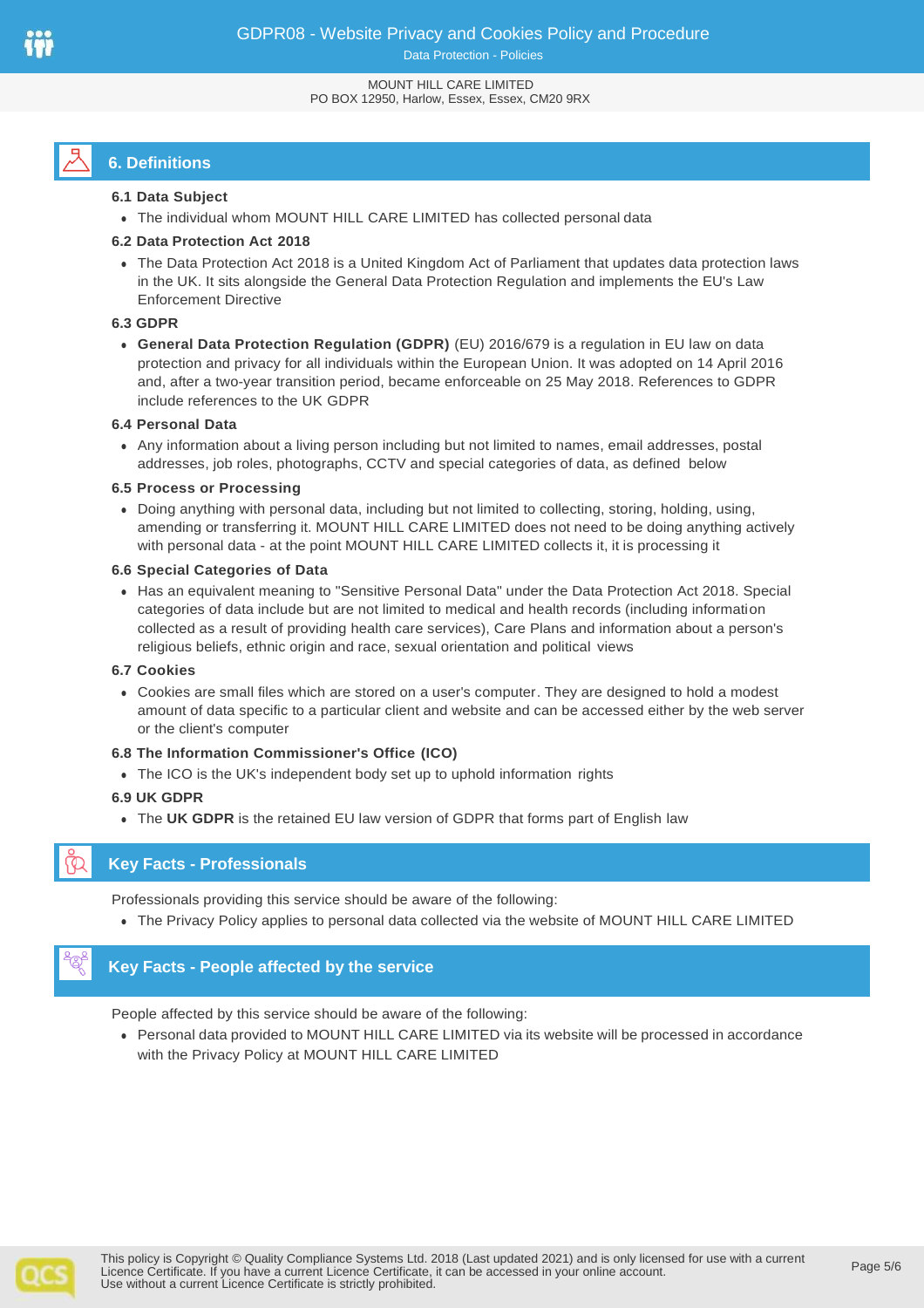## 6. Definitions

**6.1 Data Subject**

- The individual whom MOUNT HILL CARE LIMITED has collected personal data

**6.2 Data Protection Act 2018**

- The Data Protection Act 2018 is a United Kingdom Act of Parliament that updates data protection laws in the UK. It sits alongside the General Data Protection Regulation and implements the EU's Law Enforcement Directive

**6.3 GDPR**

- **General Data Protection Regulation (GDPR)** (EU) 2016/679 is a regulation in EU law on data protection and privacy for all individuals within the European Union. It was adopted on 14 April 2016 and, after a two-year transition period, became enforceable on 25 May 2018. References to GDPR include references to the UK GDPR

**6.4 Personal Data**

- Any information about a living person including but not limited to names, email addresses, postal addresses, job roles, photographs, CCTV and special categories of data, as defined below

**6.5 Process or Processing**

- Doing anything with personal data, including but not limited to collecting, storing, holding, using, amending or transferring it. MOUNT HILL CARE LIMITED does not need to be doing anything actively with personal data - at the point MOUNT HILL CARE LIMITED collects it, it is processing it

**6.6 Special Categories of Data**

- Has an equivalent meaning to "Sensitive Personal Data" under the Data Protection Act 2018. Special categories of data include but are not limited to medical and health records (including information collected as a result of providing health care services), Care Plans and information about a person's religious beliefs, ethnic origin and race, sexual orientation and political views

**6.7 Cookies**

- Cookies are small files which are stored on a user's computer. They are designed to hold a modest amount of data specific to a particular client and website and can be accessed either by the web server or the client's computer

**6.8 The Information Commissioner's Office (ICO)**

- The ICO is the UK's independent body set up to uphold information rights

**6.9 UK GDPR**

- The **UK GDPR** is the retained EU law version of GDPR that forms part of English law

## Key Facts - Professionals

Professionals providing this service should be aware of the following:

- The Privacy Policy applies to personal data collected via the website of MOUNT HILL CARE LIMITED

## Key Facts - People affected by the service

People affected by this service should be aware of the following:

- Personal data provided to MOUNT HILL CARE LIMITED via its website will be processed in accordance with the Privacy Policy at MOUNT HILL CARE LIMITED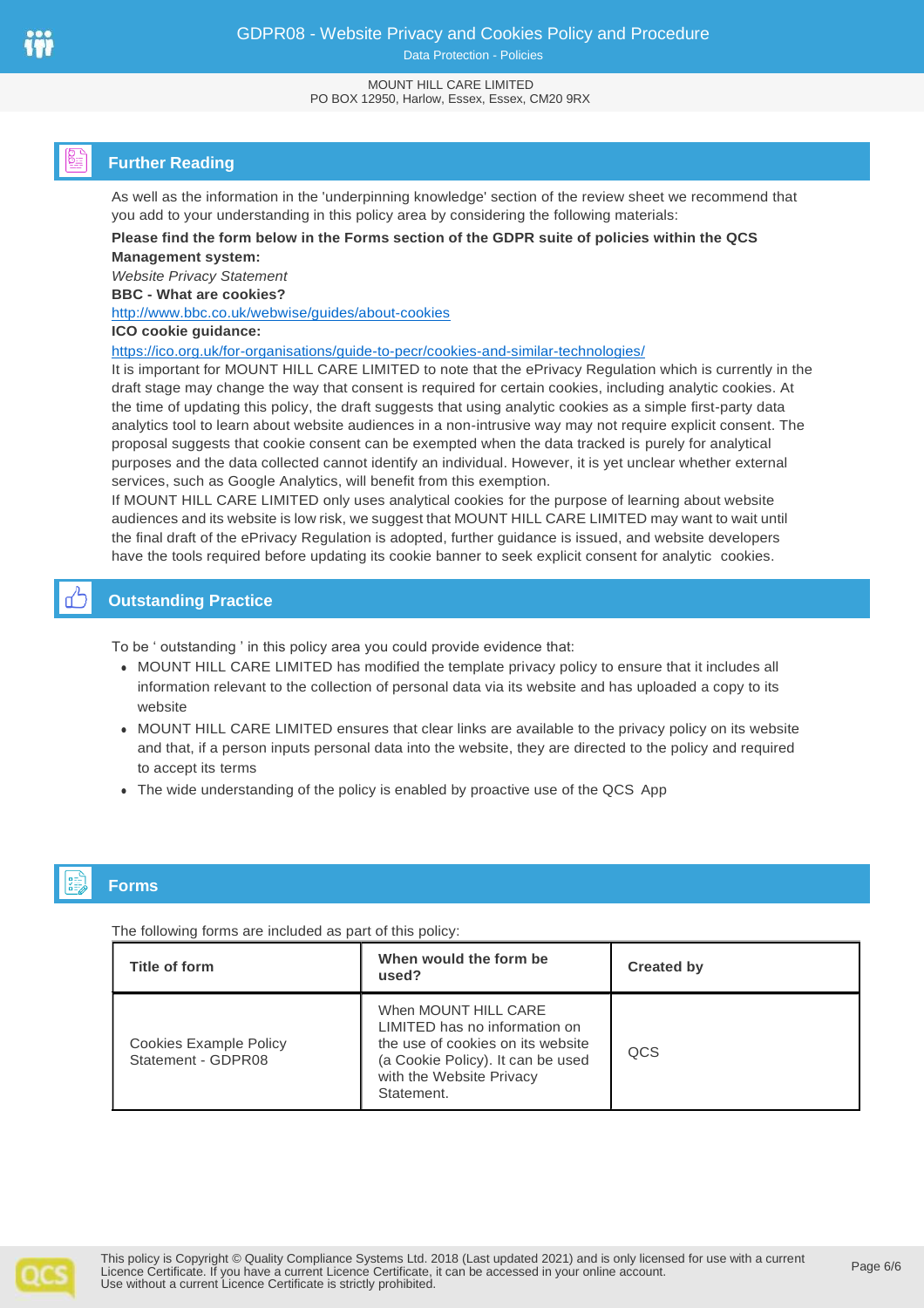## Further Reading

As well as the information in the 'underpinning knowledge' section of the review sheet we recommend that you add to your understanding in this policy area by considering the following materials:

**Please find the form below in the Forms section of the GDPR suite of policies within the QCS Management system:**

*Website Privacy Statement*

**BBC - What are cookies?**

http://www.bbc.co.uk/webwise/guides/about-cookies

**ICO cookie guidance:**

https://ico.org.uk/for-organisations/guide-to-pecr/cookies-and-similar-technologies/

It is important for MOUNT HILL CARE LIMITED to note that the ePrivacy Regulation which is currently in the draft stage may change the way that consent is required for certain cookies, including analytic cookies. At the time of updating this policy, the draft suggests that using analytic cookies as a simple first-party data analytics tool to learn about website audiences in a non-intrusive way may not require explicit consent. The proposal suggests that cookie consent can be exempted when the data tracked is purely for analytical purposes and the data collected cannot identify an individual. However, it is yet unclear whether external services, such as Google Analytics, will benefit from this exemption.

If MOUNT HILL CARE LIMITED only uses analytical cookies for the purpose of learning about website audiences and its website is low risk, we suggest that MOUNT HILL CARE LIMITED may want to wait until the final draft of the ePrivacy Regulation is adopted, further guidance is issued, and website developers have the tools required before updating its cookie banner to seek explicit consent for analytic cookies.

## Outstanding Practice

To be ' outstanding ' in this policy area you could provide evidence that:

- MOUNT HILL CARE LIMITED has modified the template privacy policy to ensure that it includes all information relevant to the collection of personal data via its website and has uploaded a copy to its website
- MOUNT HILL CARE LIMITED ensures that clear links are available to the privacy policy on its website and that, if a person inputs personal data into the website, they are directed to the policy and required to accept its terms
- The wide understanding of the policy is enabled by proactive use of the QCS App

## Forms

The following forms are included as part of this policy:

| Title of form | When would the form be used? | Created by |
| --- | --- | --- |
| Cookies Example Policy Statement - GDPR08 | When MOUNT HILL CARE LIMITED has no information on the use of cookies on its website (a Cookie Policy). It can be used with the Website Privacy Statement. | QCS |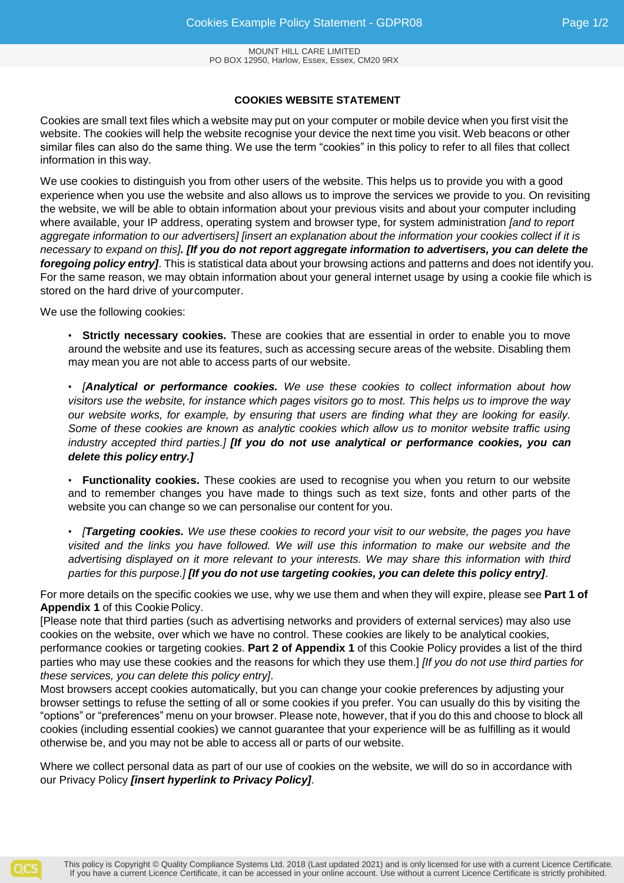## COOKIES WEBSITE STATEMENT

Cookies are small text files which a website may put on your computer or mobile device when you first visit the website. The cookies will help the website recognise your device the next time you visit. Web beacons or other similar files can also do the same thing. We use the term "cookies" in this policy to refer to all files that collect information in this way.

We use cookies to distinguish you from other users of the website. This helps us to provide you with a good experience when you use the website and also allows us to improve the services we provide to you. On revisiting the website, we will be able to obtain information about your previous visits and about your computer including where available, your IP address, operating system and browser type, for system administration *[and to report aggregate information to our advertisers] [insert an explanation about the information your cookies collect if it is necessary to expand on this]****. [If you do not report aggregate information to advertisers, you can delete the foregoing policy entry]***. This is statistical data about your browsing actions and patterns and does not identify you. For the same reason, we may obtain information about your general internet usage by using a cookie file which is stored on the hard drive of your computer.

We use the following cookies:

- **Strictly necessary cookies.** These are cookies that are essential in order to enable you to move around the website and use its features, such as accessing secure areas of the website. Disabling them may mean you are not able to access parts of our website.
- *[****Analytical or performance cookies.*** *We use these cookies to collect information about how visitors use the website, for instance which pages visitors go to most. This helps us to improve the way our website works, for example, by ensuring that users are finding what they are looking for easily. Some of these cookies are known as analytic cookies which allow us to monitor website traffic using industry accepted third parties.]* ***[If you do not use analytical or performance cookies, you can delete this policy entry.]***
- **Functionality cookies.** These cookies are used to recognise you when you return to our website and to remember changes you have made to things such as text size, fonts and other parts of the website you can change so we can personalise our content for you.
- *[****Targeting cookies.*** *We use these cookies to record your visit to our website, the pages you have visited and the links you have followed. We will use this information to make our website and the advertising displayed on it more relevant to your interests. We may share this information with third parties for this purpose.]* ***[If you do not use targeting cookies, you can delete this policy entry]***.

For more details on the specific cookies we use, why we use them and when they will expire, please see **Part 1 of Appendix 1** of this Cookie Policy.
[Please note that third parties (such as advertising networks and providers of external services) may also use cookies on the website, over which we have no control. These cookies are likely to be analytical cookies, performance cookies or targeting cookies. **Part 2 of Appendix 1** of this Cookie Policy provides a list of the third parties who may use these cookies and the reasons for which they use them.] *[If you do not use third parties for these services, you can delete this policy entry]*.
Most browsers accept cookies automatically, but you can change your cookie preferences by adjusting your browser settings to refuse the setting of all or some cookies if you prefer. You can usually do this by visiting the "options" or "preferences" menu on your browser. Please note, however, that if you do this and choose to block all cookies (including essential cookies) we cannot guarantee that your experience will be as fulfilling as it would otherwise be, and you may not be able to access all or parts of our website.

Where we collect personal data as part of our use of cookies on the website, we will do so in accordance with our Privacy Policy ***[insert hyperlink to Privacy Policy]***.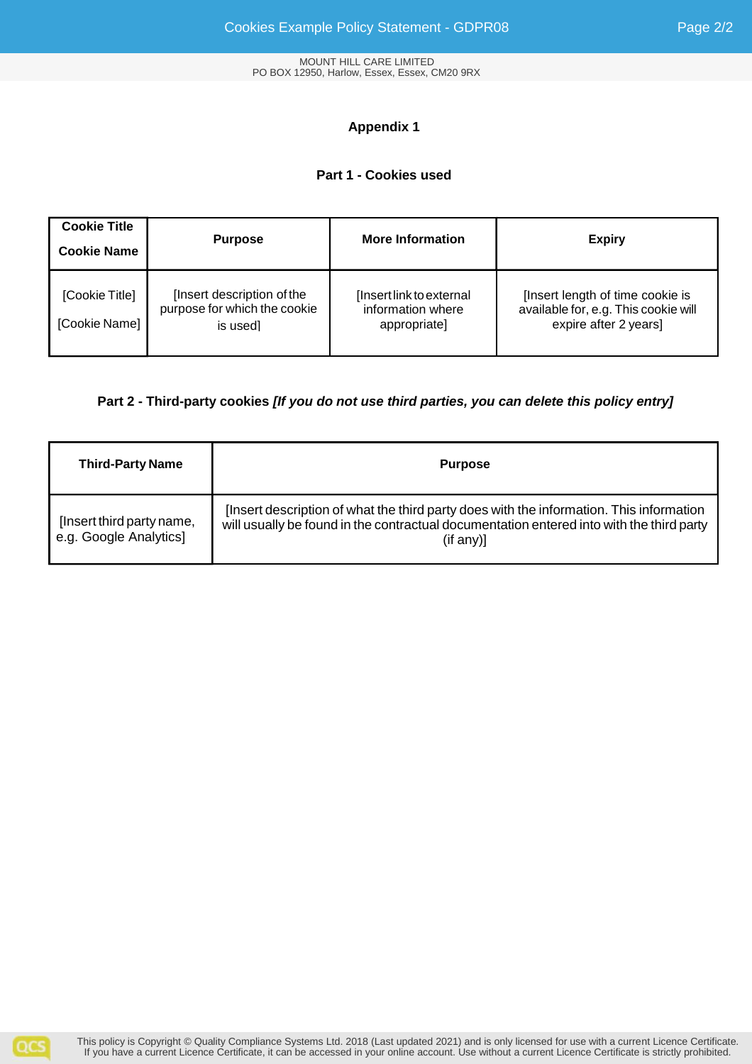**Appendix 1**

**Part 1 - Cookies used**

| Cookie Title<br>Cookie Name | Purpose | More Information | Expiry |
|---|---|---|---|
| [Cookie Title]<br>[Cookie Name] | [Insert description of the purpose for which the cookie is used] | [Insert link to external information where appropriate] | [Insert length of time cookie is available for, e.g. This cookie will expire after 2 years] |

**Part 2 - Third-party cookies *[If you do not use third parties, you can delete this policy entry]***

| Third-Party Name | Purpose |
|---|---|
| [Insert third party name, e.g. Google Analytics] | [Insert description of what the third party does with the information. This information will usually be found in the contractual documentation entered into with the third party (if any)] |